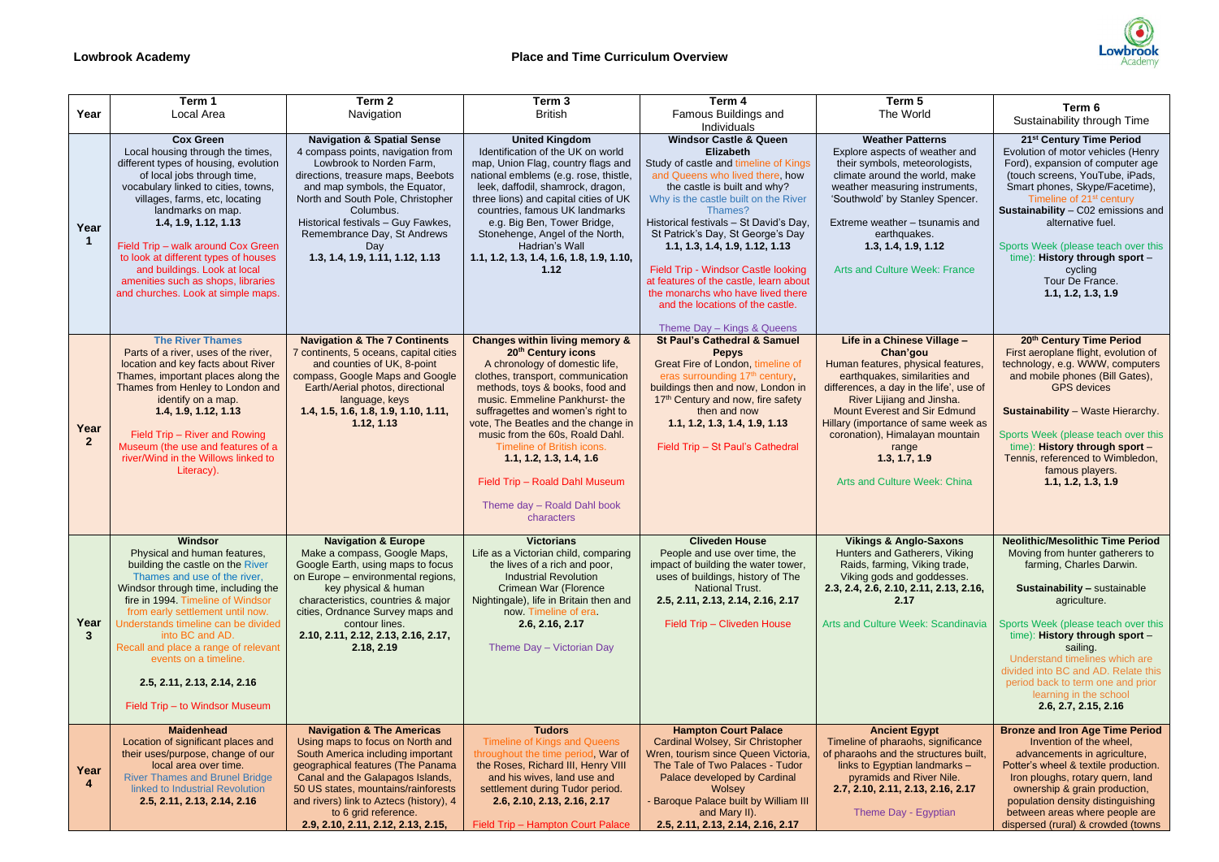**Lowbrook Academy** **Place and Time Curriculum Overview**

| Year | Term 1<br>Local Area | Term 2<br>Navigation | Term 3<br>British | Term 4<br>Famous Buildings and Individuals | Term 5<br>The World | Term 6<br>Sustainability through Time |
|---|---|---|---|---|---|---|
| Year 1 | **Cox Green**<br>Local housing through the times, different types of housing, evolution of local jobs through time, vocabulary linked to cities, towns, villages, farms, etc, locating landmarks on map.<br>**1.4, 1.9, 1.12, 1.13**<br><br>Field Trip – walk around Cox Green to look at different types of houses and buildings. Look at local amenities such as shops, libraries and churches. Look at simple maps. | **Navigation & Spatial Sense**<br>4 compass points, navigation from Lowbrook to Norden Farm, directions, treasure maps, Beebots and map symbols, the Equator, North and South Pole, Christopher Columbus.<br>Historical festivals – Guy Fawkes, Remembrance Day, St Andrews Day<br>**1.3, 1.4, 1.9, 1.11, 1.12, 1.13** | **United Kingdom**<br>Identification of the UK on world map, Union Flag, country flags and national emblems (e.g. rose, thistle, leek, daffodil, shamrock, dragon, three lions) and capital cities of UK countries, famous UK landmarks e.g. Big Ben, Tower Bridge, Stonehenge, Angel of the North, Hadrian's Wall<br>**1.1, 1.2, 1.3, 1.4, 1.6, 1.8, 1.9, 1.10, 1.12** | **Windsor Castle & Queen Elizabeth**<br>Study of castle and timeline of Kings and Queens who lived there, how the castle is built and why?<br>Why is the castle built on the River Thames?<br>Historical festivals – St David's Day, St Patrick's Day, St George's Day<br>**1.1, 1.3, 1.4, 1.9, 1.12, 1.13**<br><br>Field Trip - Windsor Castle looking at features of the castle, learn about the monarchs who have lived there and the locations of the castle.<br><br>Theme Day – Kings & Queens | **Weather Patterns**<br>Explore aspects of weather and their symbols, meteorologists, climate around the world, make weather measuring instruments, 'Southwold' by Stanley Spencer.<br><br>Extreme weather – tsunamis and earthquakes.<br>**1.3, 1.4, 1.9, 1.12**<br><br>Arts and Culture Week: France | **21st Century Time Period**<br>Evolution of motor vehicles (Henry Ford), expansion of computer age (touch screens, YouTube, iPads, Smart phones, Skype/Facetime),<br>Timeline of 21st century<br>**Sustainability** – C02 emissions and alternative fuel.<br><br>Sports Week (please teach over this time): **History through sport** – cycling<br>Tour De France.<br>**1.1, 1.2, 1.3, 1.9** |
| Year 2 | **The River Thames**<br>Parts of a river, uses of the river, location and key facts about River Thames, important places along the Thames from Henley to London and identify on a map.<br>**1.4, 1.9, 1.12, 1.13**<br><br>Field Trip – River and Rowing Museum (the use and features of a river/Wind in the Willows linked to Literacy). | **Navigation & The 7 Continents**<br>7 continents, 5 oceans, capital cities and counties of UK, 8-point compass, Google Maps and Google Earth/Aerial photos, directional language, keys<br>**1.4, 1.5, 1.6, 1.8, 1.9, 1.10, 1.11, 1.12, 1.13** | **Changes within living memory & 20th Century icons**<br>A chronology of domestic life, clothes, transport, communication methods, toys & books, food and music. Emmeline Pankhurst- the suffragettes and women's right to vote, The Beatles and the change in music from the 60s, Roald Dahl.<br>Timeline of British icons.<br>**1.1, 1.2, 1.3, 1.4, 1.6**<br><br>Field Trip – Roald Dahl Museum<br><br>Theme day – Roald Dahl book characters | **St Paul's Cathedral & Samuel Pepys**<br>Great Fire of London, timeline of eras surrounding 17th century, buildings then and now, London in 17th Century and now, fire safety then and now<br>**1.1, 1.2, 1.3, 1.4, 1.9, 1.13**<br><br>Field Trip – St Paul's Cathedral | **Life in a Chinese Village – Chan'gou**<br>Human features, physical features, earthquakes, similarities and differences, a day in the life', use of River Lijiang and Jinsha.<br>Mount Everest and Sir Edmund Hillary (importance of same week as coronation), Himalayan mountain range<br>**1.3, 1.7, 1.9**<br><br>Arts and Culture Week: China | **20th Century Time Period**<br>First aeroplane flight, evolution of technology, e.g. WWW, computers and mobile phones (Bill Gates), GPS devices<br><br>**Sustainability** – Waste Hierarchy.<br><br>Sports Week (please teach over this time): **History through sport** – Tennis, referenced to Wimbledon, famous players.<br>**1.1, 1.2, 1.3, 1.9** |
| Year 3 | **Windsor**<br>Physical and human features, building the castle on the River Thames and use of the river, Windsor through time, including the fire in 1994. Timeline of Windsor from early settlement until now. Understands timeline can be divided into BC and AD.<br>Recall and place a range of relevant events on a timeline.<br><br>**2.5, 2.11, 2.13, 2.14, 2.16**<br><br>Field Trip – to Windsor Museum | **Navigation & Europe**<br>Make a compass, Google Maps, Google Earth, using maps to focus on Europe – environmental regions, key physical & human characteristics, countries & major cities, Ordnance Survey maps and contour lines.<br>**2.10, 2.11, 2.12, 2.13, 2.16, 2.17, 2.18, 2.19** | **Victorians**<br>Life as a Victorian child, comparing the lives of a rich and poor, Industrial Revolution<br>Crimean War (Florence Nightingale), life in Britain then and now. Timeline of era.<br>**2.6, 2.16, 2.17**<br><br>Theme Day – Victorian Day | **Cliveden House**<br>People and use over time, the impact of building the water tower, uses of buildings, history of The National Trust.<br>**2.5, 2.11, 2.13, 2.14, 2.16, 2.17**<br><br>Field Trip – Cliveden House | **Vikings & Anglo-Saxons**<br>Hunters and Gatherers, Viking Raids, farming, Viking trade, Viking gods and goddesses.<br>**2.3, 2.4, 2.6, 2.10, 2.11, 2.13, 2.16, 2.17**<br><br>Arts and Culture Week: Scandinavia | **Neolithic/Mesolithic Time Period**<br>Moving from hunter gatherers to farming, Charles Darwin.<br><br>**Sustainability –** sustainable agriculture.<br><br>Sports Week (please teach over this time): **History through sport** – sailing.<br>Understand timelines which are divided into BC and AD. Relate this period back to term one and prior learning in the school<br>**2.6, 2.7, 2.15, 2.16** |
| Year 4 | **Maidenhead**<br>Location of significant places and their uses/purpose, change of our local area over time.<br>River Thames and Brunel Bridge linked to Industrial Revolution<br>**2.5, 2.11, 2.13, 2.14, 2.16** | **Navigation & The Americas**<br>Using maps to focus on North and South America including important geographical features (The Panama Canal and the Galapagos Islands, 50 US states, mountains/rainforests and rivers) link to Aztecs (history), 4 to 6 grid reference.<br>**2.9, 2.10, 2.11, 2.12, 2.13, 2.15,** | **Tudors**<br>Timeline of Kings and Queens throughout the time period, War of the Roses, Richard III, Henry VIII and his wives, land use and settlement during Tudor period.<br>**2.6, 2.10, 2.13, 2.16, 2.17**<br><br>Field Trip – Hampton Court Palace | **Hampton Court Palace**<br>Cardinal Wolsey, Sir Christopher Wren, tourism since Queen Victoria, The Tale of Two Palaces - Tudor Palace developed by Cardinal Wolsey<br>- Baroque Palace built by William III and Mary II).<br>**2.5, 2.11, 2.13, 2.14, 2.16, 2.17** | **Ancient Egypt**<br>Timeline of pharaohs, significance of pharaohs and the structures built, links to Egyptian landmarks – pyramids and River Nile.<br>**2.7, 2.10, 2.11, 2.13, 2.16, 2.17**<br><br>Theme Day - Egyptian | **Bronze and Iron Age Time Period**<br>Invention of the wheel, advancements in agriculture, Potter's wheel & textile production. Iron ploughs, rotary quern, land ownership & grain production, population density distinguishing between areas where people are dispersed (rural) & crowded (towns |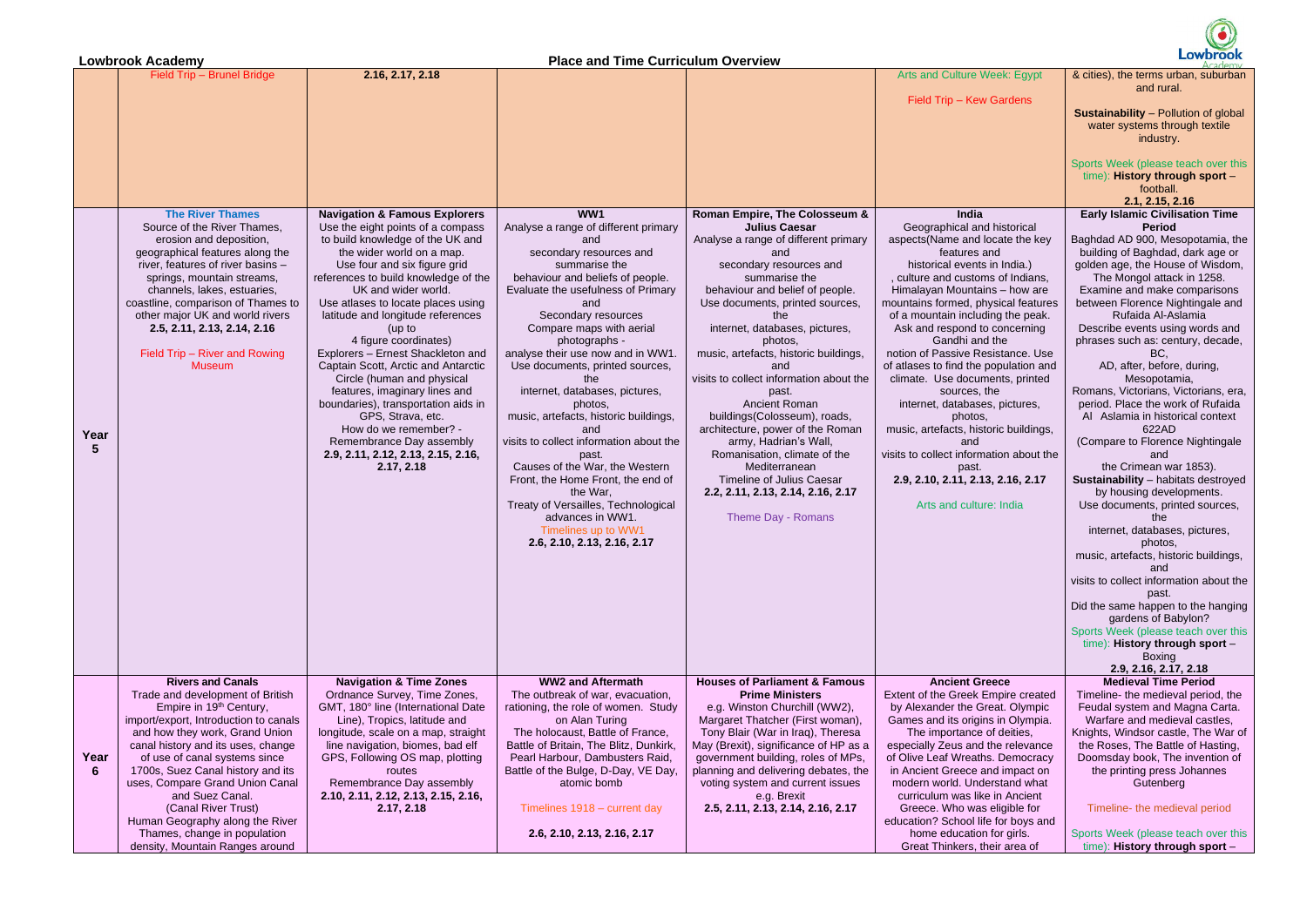**Lowbrook Academy** **Place and Time Curriculum Overview**

| | | | | | | |
|---|---|---|---|---|---|---|
| | Field Trip – Brunel Bridge | **2.16, 2.17, 2.18** | | | Arts and Culture Week: Egypt<br><br>Field Trip – Kew Gardens | & cities), the terms urban, suburban and rural.<br><br>**Sustainability** – Pollution of global water systems through textile industry.<br><br>Sports Week (please teach over this time): **History through sport** – football.<br>**2.1, 2.15, 2.16** |
| **Year 5** | **The River Thames**<br>Source of the River Thames, erosion and deposition, geographical features along the river, features of river basins – springs, mountain streams, channels, lakes, estuaries, coastline, comparison of Thames to other major UK and world rivers<br>**2.5, 2.11, 2.13, 2.14, 2.16**<br><br>Field Trip – River and Rowing Museum | **Navigation & Famous Explorers**<br>Use the eight points of a compass to build knowledge of the UK and the wider world on a map.<br>Use four and six figure grid references to build knowledge of the UK and wider world.<br>Use atlases to locate places using latitude and longitude references (up to 4 figure coordinates)<br>Explorers – Ernest Shackleton and Captain Scott, Arctic and Antarctic Circle (human and physical features, imaginary lines and boundaries), transportation aids in GPS, Strava, etc.<br>How do we remember? - Remembrance Day assembly<br>**2.9, 2.11, 2.12, 2.13, 2.15, 2.16, 2.17, 2.18** | **WW1**<br>Analyse a range of different primary and secondary resources and summarise the behaviour and beliefs of people.<br>Evaluate the usefulness of Primary and Secondary resources<br>Compare maps with aerial photographs - analyse their use now and in WW1.<br>Use documents, printed sources, the internet, databases, pictures, photos, music, artefacts, historic buildings, and visits to collect information about the past.<br>Causes of the War, the Western Front, the Home Front, the end of the War, Treaty of Versailles, Technological advances in WW1.<br>Timelines up to WW1<br>**2.6, 2.10, 2.13, 2.16, 2.17** | **Roman Empire, The Colosseum & Julius Caesar**<br>Analyse a range of different primary and secondary resources and summarise the behaviour and belief of people.<br>Use documents, printed sources, the internet, databases, pictures, photos, music, artefacts, historic buildings, and visits to collect information about the past.<br>Ancient Roman buildings(Colosseum), roads, architecture, power of the Roman army, Hadrian's Wall, Romanisation, climate of the Mediterranean<br>Timeline of Julius Caesar<br>**2.2, 2.11, 2.13, 2.14, 2.16, 2.17**<br><br>Theme Day - Romans | **India**<br>Geographical and historical aspects(Name and locate the key features and historical events in India.) , culture and customs of Indians, Himalayan Mountains – how are mountains formed, physical features of a mountain including the peak. Ask and respond to concerning Gandhi and the notion of Passive Resistance. Use of atlases to find the population and climate. Use documents, printed sources, the internet, databases, pictures, photos, music, artefacts, historic buildings, and visits to collect information about the past.<br>**2.9, 2.10, 2.11, 2.13, 2.16, 2.17**<br><br>Arts and culture: India | **Early Islamic Civilisation Time Period**<br>Baghdad AD 900, Mesopotamia, the building of Baghdad, dark age or golden age, the House of Wisdom, The Mongol attack in 1258.<br>Examine and make comparisons between Florence Nightingale and Rufaida Al-Aslamia<br>Describe events using words and phrases such as: century, decade, BC, AD, after, before, during, Mesopotamia, Romans, Victorians, Victorians, era, period. Place the work of Rufaida Al Aslamia in historical context 622AD<br>(Compare to Florence Nightingale and the Crimean war 1853).<br>**Sustainability** – habitats destroyed by housing developments.<br>Use documents, printed sources, the internet, databases, pictures, photos, music, artefacts, historic buildings, and visits to collect information about the past.<br>Did the same happen to the hanging gardens of Babylon?<br>Sports Week (please teach over this time): **History through sport** – Boxing<br>**2.9, 2.16, 2.17, 2.18** |
| **Year 6** | **Rivers and Canals**<br>Trade and development of British Empire in 19th Century, import/export, Introduction to canals and how they work, Grand Union canal history and its uses, change of use of canal systems since 1700s, Suez Canal history and its uses, Compare Grand Union Canal and Suez Canal.<br>(Canal River Trust)<br>Human Geography along the River Thames, change in population density, Mountain Ranges around | **Navigation & Time Zones**<br>Ordnance Survey, Time Zones, GMT, 180° line (International Date Line), Tropics, latitude and longitude, scale on a map, straight line navigation, biomes, bad elf GPS, Following OS map, plotting routes<br>Remembrance Day assembly<br>**2.10, 2.11, 2.12, 2.13, 2.15, 2.16, 2.17, 2.18** | **WW2 and Aftermath**<br>The outbreak of war, evacuation, rationing, the role of women. Study on Alan Turing<br>The holocaust, Battle of France, Battle of Britain, The Blitz, Dunkirk, Pearl Harbour, Dambusters Raid, Battle of the Bulge, D-Day, VE Day, atomic bomb<br><br>Timelines 1918 – current day<br><br>**2.6, 2.10, 2.13, 2.16, 2.17** | **Houses of Parliament & Famous Prime Ministers**<br>e.g. Winston Churchill (WW2), Margaret Thatcher (First woman), Tony Blair (War in Iraq), Theresa May (Brexit), significance of HP as a government building, roles of MPs, planning and delivering debates, the voting system and current issues e.g. Brexit<br>**2.5, 2.11, 2.13, 2.14, 2.16, 2.17** | **Ancient Greece**<br>Extent of the Greek Empire created by Alexander the Great. Olympic Games and its origins in Olympia. The importance of deities, especially Zeus and the relevance of Olive Leaf Wreaths. Democracy in Ancient Greece and impact on modern world. Understand what curriculum was like in Ancient Greece. Who was eligible for education? School life for boys and home education for girls.<br>Great Thinkers, their area of | **Medieval Time Period**<br>Timeline- the medieval period, the Feudal system and Magna Carta. Warfare and medieval castles, Knights, Windsor castle, The War of the Roses, The Battle of Hasting, Doomsday book, The invention of the printing press Johannes Gutenberg<br><br>Timeline- the medieval period<br><br>Sports Week (please teach over this time): **History through sport** – |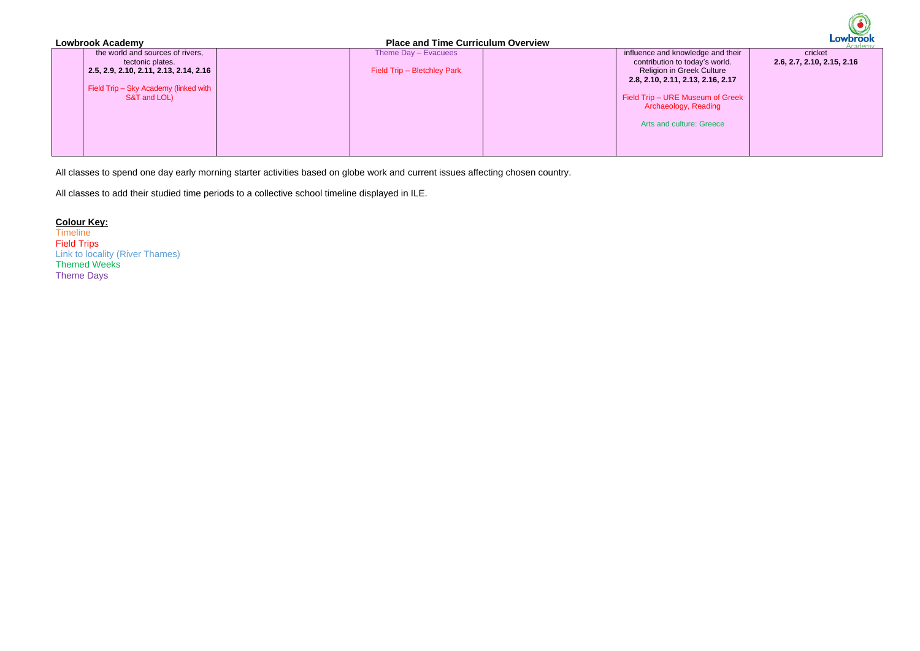**Lowbrook Academy** **Place and Time Curriculum Overview**

| | | | | | | |
|---|---|---|---|---|---|---|
| | the world and sources of rivers, tectonic plates.<br>**2.5, 2.9, 2.10, 2.11, 2.13, 2.14, 2.16**<br><br>Field Trip – Sky Academy (linked with S&T and LOL) | | Theme Day – Evacuees<br><br>Field Trip – Bletchley Park | | influence and knowledge and their contribution to today's world.<br>Religion in Greek Culture<br>**2.8, 2.10, 2.11, 2.13, 2.16, 2.17**<br><br>Field Trip – URE Museum of Greek Archaeology, Reading<br><br>Arts and culture: Greece | cricket<br>**2.6, 2.7, 2.10, 2.15, 2.16** |

All classes to spend one day early morning starter activities based on globe work and current issues affecting chosen country.

All classes to add their studied time periods to a collective school timeline displayed in ILE.

**Colour Key:**

Timeline
Field Trips
Link to locality (River Thames)
Themed Weeks
Theme Days